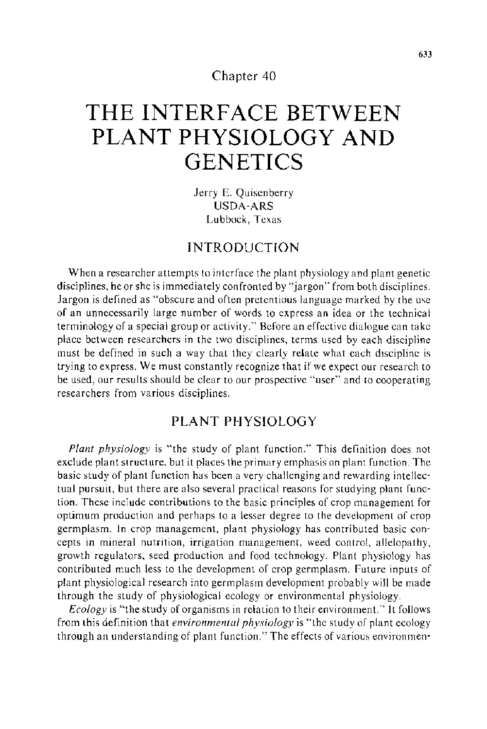Chapter 40

# THE INTERFACE BETWEEN PLANT PHYSIOLOGY AND GENETICS

Jerry E. Quisenberry
USDA-ARS
Lubbock, Texas

## INTRODUCTION

When a researcher attempts to interface the plant physiology and plant genetic disciplines, he or she is immediately confronted by "jargon" from both disciplines. Jargon is defined as "obscure and often pretentious language marked by the use of an unnecessarily large number of words to express an idea or the technical terminology of a special group or activity." Before an effective dialogue can take place between researchers in the two disciplines, terms used by each discipline must be defined in such a way that they clearly relate what each discipline is trying to express. We must constantly recognize that if we expect our research to be used, our results should be clear to our prospective "user" and to cooperating researchers from various disciplines.

## PLANT PHYSIOLOGY

*Plant physiology* is "the study of plant function." This definition does not exclude plant structure, but it places the primary emphasis on plant function. The basic study of plant function has been a very challenging and rewarding intellectual pursuit, but there are also several practical reasons for studying plant function. These include contributions to the basic principles of crop management for optimum production and perhaps to a lesser degree to the development of crop germplasm. In crop management, plant physiology has contributed basic concepts in mineral nutrition, irrigation management, weed control, allelopathy, growth regulators, seed production and food technology. Plant physiology has contributed much less to the development of crop germplasm. Future inputs of plant physiological research into germplasm development probably will be made through the study of physiological ecology or environmental physiology.

*Ecology* is "the study of organisms in relation to their environment." It follows from this definition that *environmental physiology* is "the study of plant ecology through an understanding of plant function." The effects of various environmen-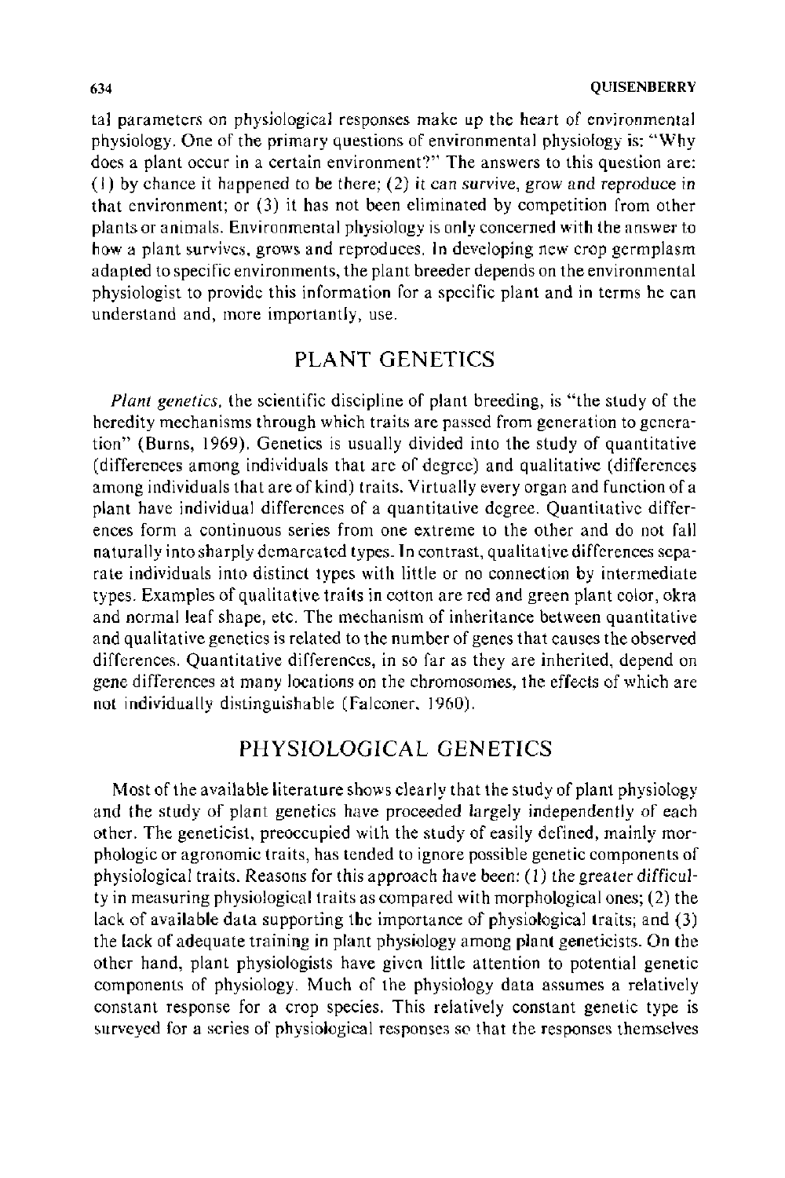tal parameters on physiological responses make up the heart of environmental physiology. One of the primary questions of environmental physiology is: "Why does a plant occur in a certain environment?" The answers to this question are: (1) by chance it happened to be there; (2) it can survive, grow and reproduce in that environment; or (3) it has not been eliminated by competition from other plants or animals. Environmental physiology is only concerned with the answer to how a plant survives, grows and reproduces. In developing new crop germplasm adapted to specific environments, the plant breeder depends on the environmental physiologist to provide this information for a specific plant and in terms he can understand and, more importantly, use.

## PLANT GENETICS

*Plant genetics,* the scientific discipline of plant breeding, is "the study of the heredity mechanisms through which traits are passed from generation to generation" (Burns, 1969). Genetics is usually divided into the study of quantitative (differences among individuals that are of degree) and qualitative (differences among individuals that are of kind) traits. Virtually every organ and function of a plant have individual differences of a quantitative degree. Quantitative differences form a continuous series from one extreme to the other and do not fall naturally into sharply demarcated types. In contrast, qualitative differences separate individuals into distinct types with little or no connection by intermediate types. Examples of qualitative traits in cotton are red and green plant color, okra and normal leaf shape, etc. The mechanism of inheritance between quantitative and qualitative genetics is related to the number of genes that causes the observed differences. Quantitative differences, in so far as they are inherited, depend on gene differences at many locations on the chromosomes, the effects of which are not individually distinguishable (Falconer, 1960).

## PHYSIOLOGICAL GENETICS

Most of the available literature shows clearly that the study of plant physiology and the study of plant genetics have proceeded largely independently of each other. The geneticist, preoccupied with the study of easily defined, mainly morphologic or agronomic traits, has tended to ignore possible genetic components of physiological traits. Reasons for this approach have been: (1) the greater difficulty in measuring physiological traits as compared with morphological ones; (2) the lack of available data supporting the importance of physiological traits; and (3) the lack of adequate training in plant physiology among plant geneticists. On the other hand, plant physiologists have given little attention to potential genetic components of physiology. Much of the physiology data assumes a relatively constant response for a crop species. This relatively constant genetic type is surveyed for a series of physiological responses so that the responses themselves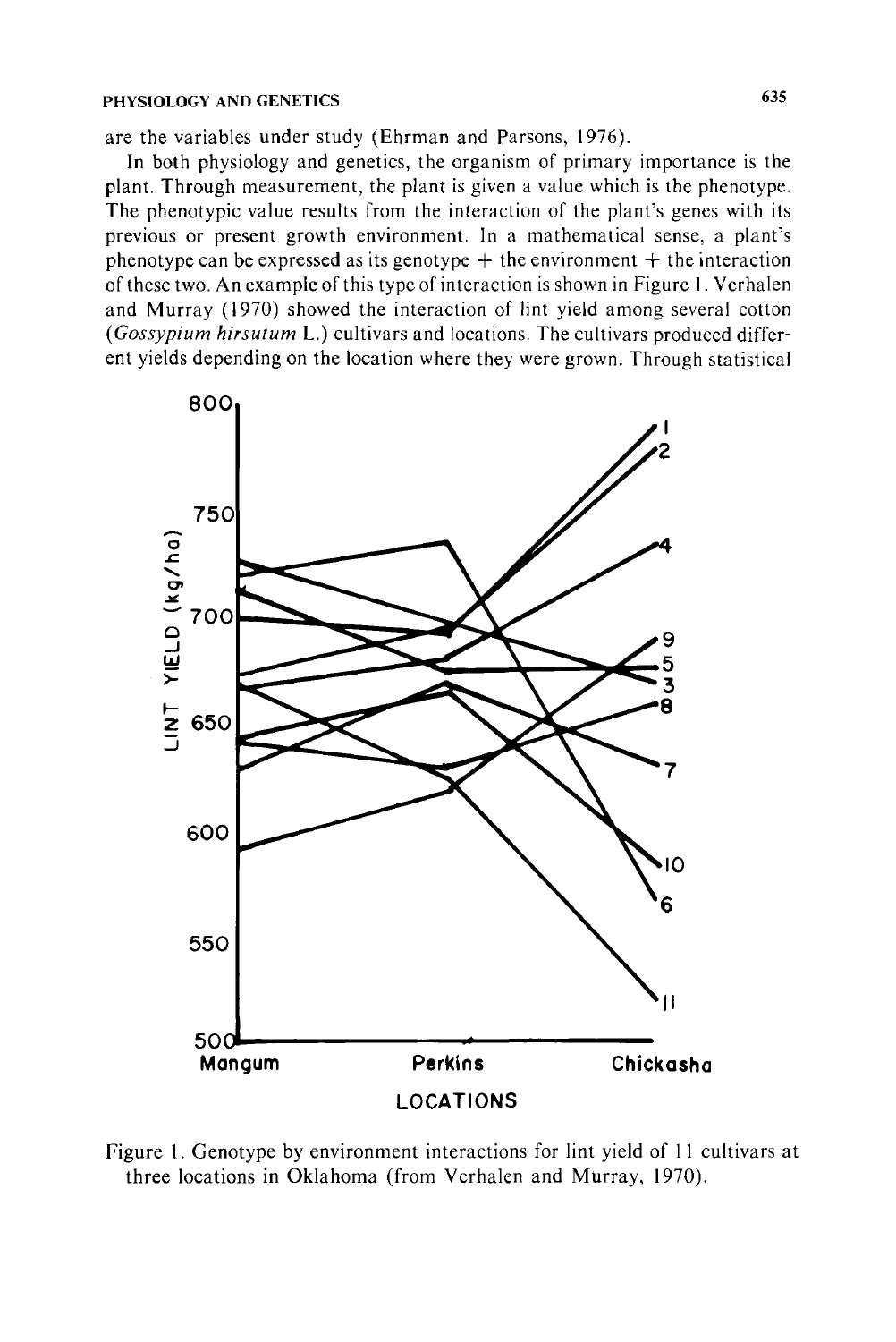are the variables under study (Ehrman and Parsons, 1976).

In both physiology and genetics, the organism of primary importance is the plant. Through measurement, the plant is given a value which is the phenotype. The phenotypic value results from the interaction of the plant's genes with its previous or present growth environment. In a mathematical sense, a plant's phenotype can be expressed as its genotype + the environment + the interaction of these two. An example of this type of interaction is shown in Figure 1. Verhalen and Murray (1970) showed the interaction of lint yield among several cotton (*Gossypium hirsutum* L.) cultivars and locations. The cultivars produced different yields depending on the location where they were grown. Through statistical

Figure 1. Genotype by environment interactions for lint yield of 11 cultivars at three locations in Oklahoma (from Verhalen and Murray, 1970).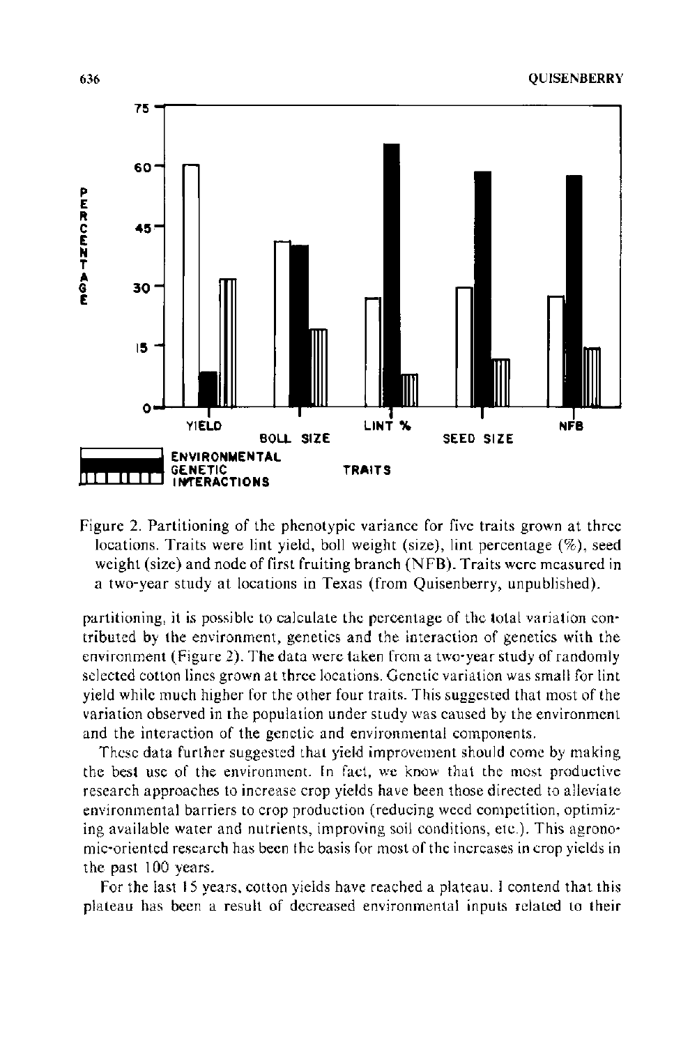Figure 2. Partitioning of the phenotypic variance for five traits grown at three locations. Traits were lint yield, boll weight (size), lint percentage (%), seed weight (size) and node of first fruiting branch (NFB). Traits were measured in a two-year study at locations in Texas (from Quisenberry, unpublished).

partitioning, it is possible to calculate the percentage of the total variation contributed by the environment, genetics and the interaction of genetics with the environment (Figure 2). The data were taken from a two-year study of randomly selected cotton lines grown at three locations. Genetic variation was small for lint yield while much higher for the other four traits. This suggested that most of the variation observed in the population under study was caused by the environment and the interaction of the genetic and environmental components.

These data further suggested that yield improvement should come by making the best use of the environment. In fact, we know that the most productive research approaches to increase crop yields have been those directed to alleviate environmental barriers to crop production (reducing weed competition, optimizing available water and nutrients, improving soil conditions, etc.). This agronomic-oriented research has been the basis for most of the increases in crop yields in the past 100 years.

For the last 15 years, cotton yields have reached a plateau. I contend that this plateau has been a result of decreased environmental inputs related to their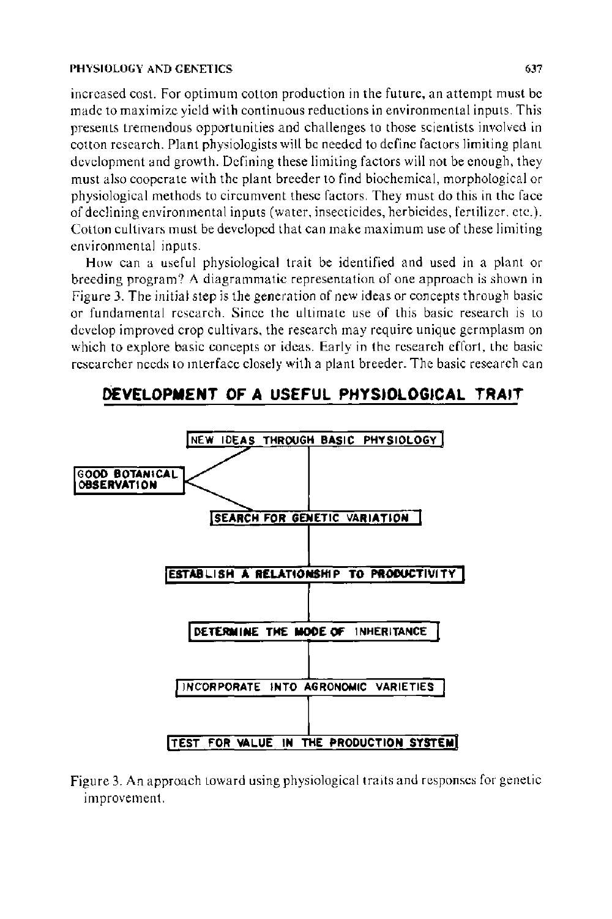increased cost. For optimum cotton production in the future, an attempt must be made to maximize yield with continuous reductions in environmental inputs. This presents tremendous opportunities and challenges to those scientists involved in cotton research. Plant physiologists will be needed to define factors limiting plant development and growth. Defining these limiting factors will not be enough, they must also cooperate with the plant breeder to find biochemical, morphological or physiological methods to circumvent these factors. They must do this in the face of declining environmental inputs (water, insecticides, herbicides, fertilizer, etc.). Cotton cultivars must be developed that can make maximum use of these limiting environmental inputs.

How can a useful physiological trait be identified and used in a plant or breeding program? A diagrammatic representation of one approach is shown in Figure 3. The initial step is the generation of new ideas or concepts through basic or fundamental research. Since the ultimate use of this basic research is to develop improved crop cultivars, the research may require unique germplasm on which to explore basic concepts or ideas. Early in the research effort, the basic researcher needs to interface closely with a plant breeder. The basic research can

**DEVELOPMENT OF A USEFUL PHYSIOLOGICAL TRAIT**

- NEW IDEAS THROUGH BASIC PHYSIOLOGY
- GOOD BOTANICAL OBSERVATION
- SEARCH FOR GENETIC VARIATION
- ESTABLISH A RELATIONSHIP TO PRODUCTIVITY
- DETERMINE THE MODE OF INHERITANCE
- INCORPORATE INTO AGRONOMIC VARIETIES
- TEST FOR VALUE IN THE PRODUCTION SYSTEM

Figure 3. An approach toward using physiological traits and responses for genetic improvement.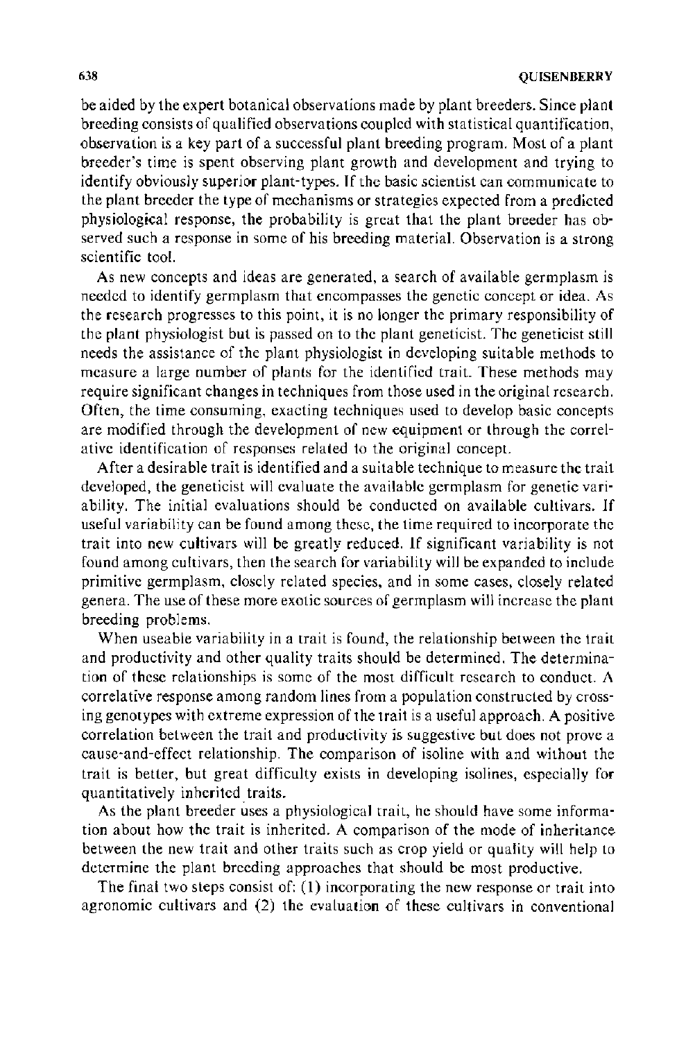be aided by the expert botanical observations made by plant breeders. Since plant breeding consists of qualified observations coupled with statistical quantification, observation is a key part of a successful plant breeding program. Most of a plant breeder's time is spent observing plant growth and development and trying to identify obviously superior plant-types. If the basic scientist can communicate to the plant breeder the type of mechanisms or strategies expected from a predicted physiological response, the probability is great that the plant breeder has observed such a response in some of his breeding material. Observation is a strong scientific tool.

As new concepts and ideas are generated, a search of available germplasm is needed to identify germplasm that encompasses the genetic concept or idea. As the research progresses to this point, it is no longer the primary responsibility of the plant physiologist but is passed on to the plant geneticist. The geneticist still needs the assistance of the plant physiologist in developing suitable methods to measure a large number of plants for the identified trait. These methods may require significant changes in techniques from those used in the original research. Often, the time consuming, exacting techniques used to develop basic concepts are modified through the development of new equipment or through the correlative identification of responses related to the original concept.

After a desirable trait is identified and a suitable technique to measure the trait developed, the geneticist will evaluate the available germplasm for genetic variability. The initial evaluations should be conducted on available cultivars. If useful variability can be found among these, the time required to incorporate the trait into new cultivars will be greatly reduced. If significant variability is not found among cultivars, then the search for variability will be expanded to include primitive germplasm, closely related species, and in some cases, closely related genera. The use of these more exotic sources of germplasm will increase the plant breeding problems.

When useable variability in a trait is found, the relationship between the trait and productivity and other quality traits should be determined. The determination of these relationships is some of the most difficult research to conduct. A correlative response among random lines from a population constructed by crossing genotypes with extreme expression of the trait is a useful approach. A positive correlation between the trait and productivity is suggestive but does not prove a cause-and-effect relationship. The comparison of isoline with and without the trait is better, but great difficulty exists in developing isolines, especially for quantitatively inherited traits.

As the plant breeder uses a physiological trait, he should have some information about how the trait is inherited. A comparison of the mode of inheritance between the new trait and other traits such as crop yield or quality will help to determine the plant breeding approaches that should be most productive.

The final two steps consist of: (1) incorporating the new response or trait into agronomic cultivars and (2) the evaluation of these cultivars in conventional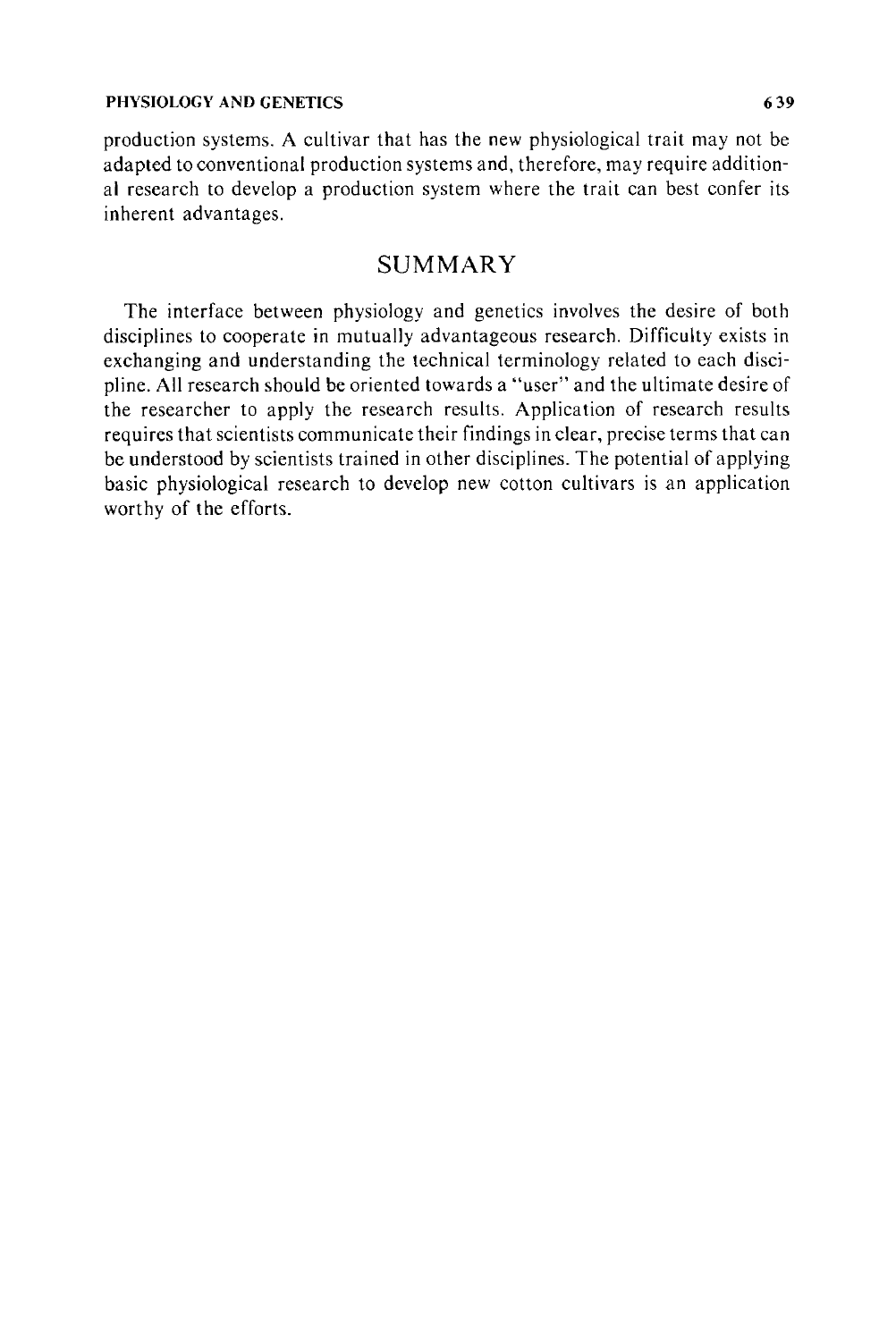production systems. A cultivar that has the new physiological trait may not be adapted to conventional production systems and, therefore, may require additional research to develop a production system where the trait can best confer its inherent advantages.

## SUMMARY

The interface between physiology and genetics involves the desire of both disciplines to cooperate in mutually advantageous research. Difficulty exists in exchanging and understanding the technical terminology related to each discipline. All research should be oriented towards a "user" and the ultimate desire of the researcher to apply the research results. Application of research results requires that scientists communicate their findings in clear, precise terms that can be understood by scientists trained in other disciplines. The potential of applying basic physiological research to develop new cotton cultivars is an application worthy of the efforts.